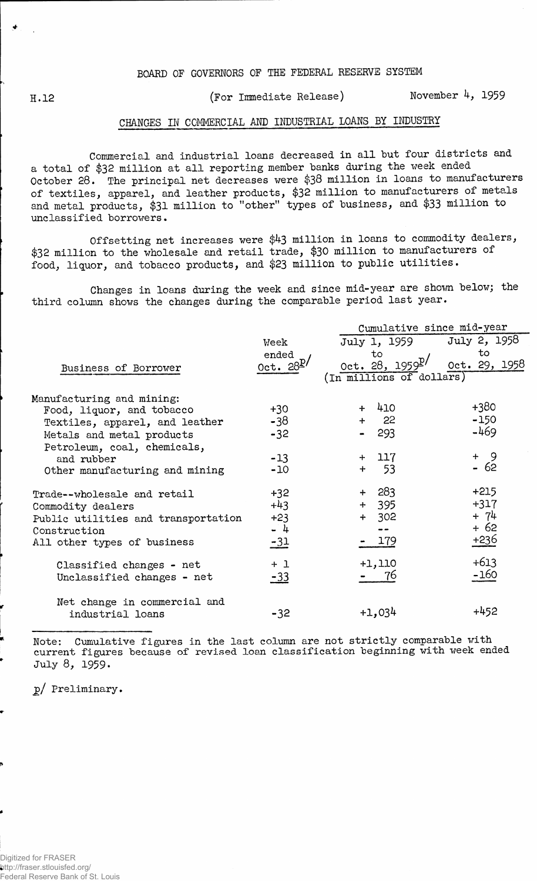BOARD OF GOVERNORS OF THE FEDERAL RESERVE SYSTEM

H.12 (For Immediate Release) November 4, 1959

## CHANGES IN COMMERCIAL AND INDUSTRIAL LOANS BY INDUSTRY

Commercial and industrial loans decreased in all but four districts and a total of $32 million at all reporting member banks during the week ended October 28. The principal net decreases were $38 million in loans to manufacturers of textiles, apparel, and leather products, $32 million to manufacturers of metals and metal products, $31 million to "other" types of business, and $33 million to unclassified borrowers.

Offsetting net increases were $43 million in loans to commodity dealers, $32 million to the wholesale and retail trade, $30 million to manufacturers of food, liquor, and tobacco products, and $23 million to public utilities.

Changes in loans during the week and since mid-year are shown below; the third column shows the changes during the comparable period last year.

| Business of Borrower | Week ended Oct. 28 p/ | Cumulative since mid-year: July 1, 1959 to Oct. 28, 1959 p/ | Cumulative since mid-year: July 2, 1958 to Oct. 29, 1958 |
|---|---|---|---|
| | (In millions of dollars) | | |
| Manufacturing and mining: | | | |
| Food, liquor, and tobacco | +30 | + 410 | +380 |
| Textiles, apparel, and leather | -38 | + 22 | -150 |
| Metals and metal products | -32 | - 293 | -469 |
| Petroleum, coal, chemicals, and rubber | -13 | + 117 | + 9 |
| Other manufacturing and mining | -10 | + 53 | - 62 |
| Trade--wholesale and retail | +32 | + 283 | +215 |
| Commodity dealers | +43 | + 395 | +317 |
| Public utilities and transportation | +23 | + 302 | + 74 |
| Construction | - 4 | -- | + 62 |
| All other types of business | -31 | - 179 | +236 |
| Classified changes - net | + 1 | +1,110 | +613 |
| Unclassified changes - net | -33 | - 76 | -160 |
| Net change in commercial and industrial loans | -32 | +1,034 | +452 |

Note: Cumulative figures in the last column are not strictly comparable with current figures because of revised loan classification beginning with week ended July 8, 1959.

p/ Preliminary.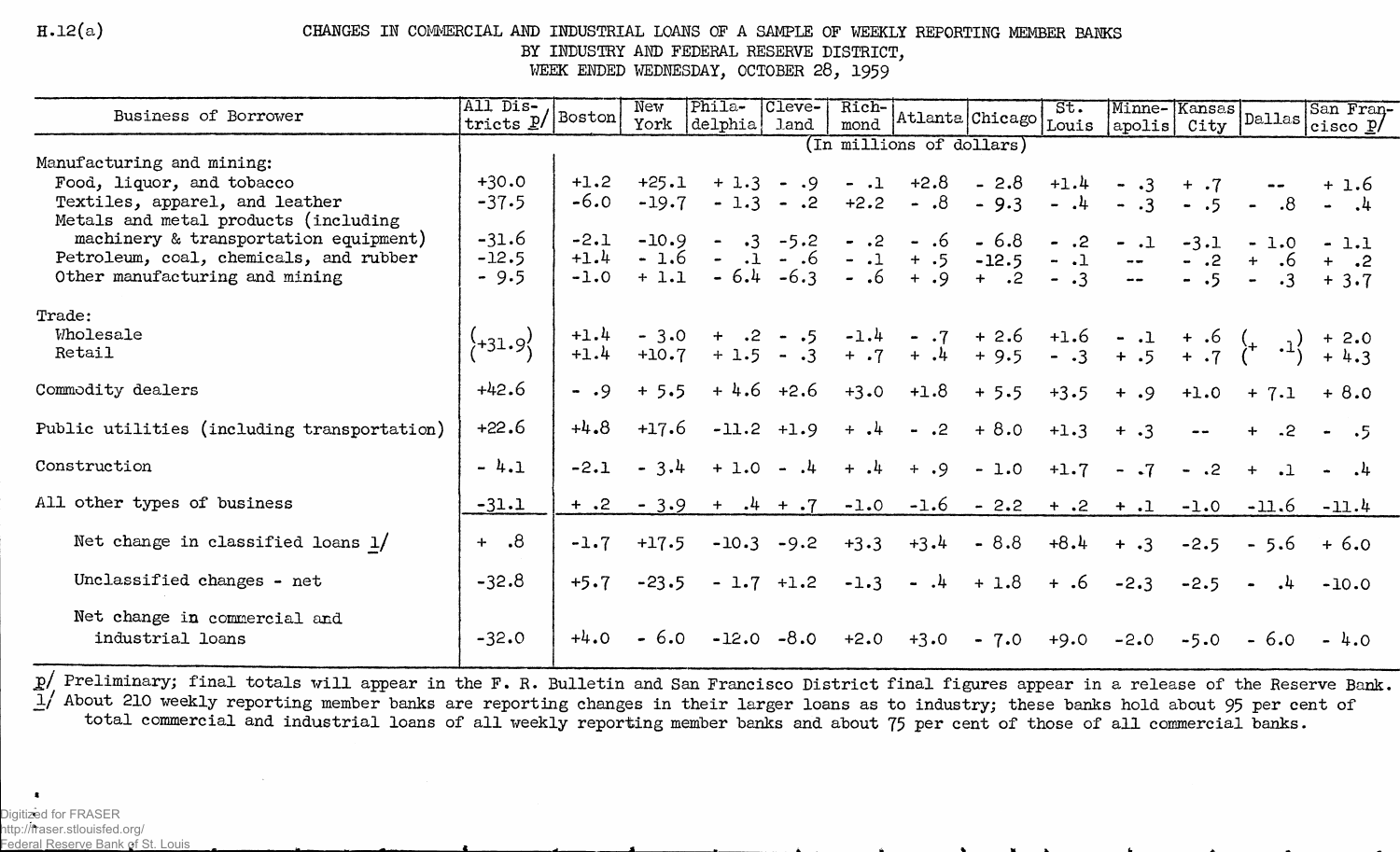H.12(a)

# CHANGES IN COMMERCIAL AND INDUSTRIAL LOANS OF A SAMPLE OF WEEKLY REPORTING MEMBER BANKS BY INDUSTRY AND FEDERAL RESERVE DISTRICT, WEEK ENDED WEDNESDAY, OCTOBER 28, 1959

| Business of Borrower | All Districts p/ | Boston | New York | Philadelphia | Cleveland | Richmond | Atlanta | Chicago | St. Louis | Minneapolis | Kansas City | Dallas | San Francisco p/ |
|---|---|---|---|---|---|---|---|---|---|---|---|---|---|
| | (In millions of dollars) | | | | | | | | | | | | |
| Manufacturing and mining: | | | | | | | | | | | | | |
| Food, liquor, and tobacco | +30.0 | +1.2 | +25.1 | + 1.3 | - .9 | - .1 | +2.8 | - 2.8 | +1.4 | - .3 | + .7 | -- | + 1.6 |
| Textiles, apparel, and leather | -37.5 | -6.0 | -19.7 | - 1.3 | - .2 | +2.2 | - .8 | - 9.3 | - .4 | - .3 | - .5 | - .8 | - .4 |
| Metals and metal products (including machinery & transportation equipment) | -31.6 | -2.1 | -10.9 | - .3 | -5.2 | - .2 | - .6 | - 6.8 | - .2 | - .1 | -3.1 | - 1.0 | - 1.1 |
| Petroleum, coal, chemicals, and rubber | -12.5 | +1.4 | - 1.6 | - .1 | - .6 | - .1 | + .5 | -12.5 | - .1 | -- | - .2 | + .6 | + .2 |
| Other manufacturing and mining | - 9.5 | -1.0 | + 1.1 | - 6.4 | -6.3 | - .6 | + .9 | + .2 | - .3 | -- | - .5 | - .3 | + 3.7 |
| Trade: | | | | | | | | | | | | | |
| Wholesale | (+31.9) | +1.4 | - 3.0 | + .2 | - .5 | -1.4 | - .7 | + 2.6 | +1.6 | - .1 | + .6 | (+ .1) | + 2.0 |
| Retail | | +1.4 | +10.7 | + 1.5 | - .3 | + .7 | + .4 | + 9.5 | - .3 | + .5 | + .7 | | + 4.3 |
| Commodity dealers | +42.6 | - .9 | + 5.5 | + 4.6 | +2.6 | +3.0 | +1.8 | + 5.5 | +3.5 | + .9 | +1.0 | + 7.1 | + 8.0 |
| Public utilities (including transportation) | +22.6 | +4.8 | +17.6 | -11.2 | +1.9 | + .4 | - .2 | + 8.0 | +1.3 | + .3 | -- | + .2 | - .5 |
| Construction | - 4.1 | -2.1 | - 3.4 | + 1.0 | - .4 | + .4 | + .9 | - 1.0 | +1.7 | - .7 | - .2 | + .1 | - .4 |
| All other types of business | -31.1 | + .2 | - 3.9 | + .4 | + .7 | -1.0 | -1.6 | - 2.2 | + .2 | + .1 | -1.0 | -11.6 | -11.4 |
| Net change in classified loans 1/ | + .8 | -1.7 | +17.5 | -10.3 | -9.2 | +3.3 | +3.4 | - 8.8 | +8.4 | + .3 | -2.5 | - 5.6 | + 6.0 |
| Unclassified changes - net | -32.8 | +5.7 | -23.5 | - 1.7 | +1.2 | -1.3 | - .4 | + 1.8 | + .6 | -2.3 | -2.5 | - .4 | -10.0 |
| Net change in commercial and industrial loans | -32.0 | +4.0 | - 6.0 | -12.0 | -8.0 | +2.0 | +3.0 | - 7.0 | +9.0 | -2.0 | -5.0 | - 6.0 | - 4.0 |

p/ Preliminary; final totals will appear in the F. R. Bulletin and San Francisco District final figures appear in a release of the Reserve Bank.
1/ About 210 weekly reporting member banks are reporting changes in their larger loans as to industry; these banks hold about 95 per cent of total commercial and industrial loans of all weekly reporting member banks and about 75 per cent of those of all commercial banks.